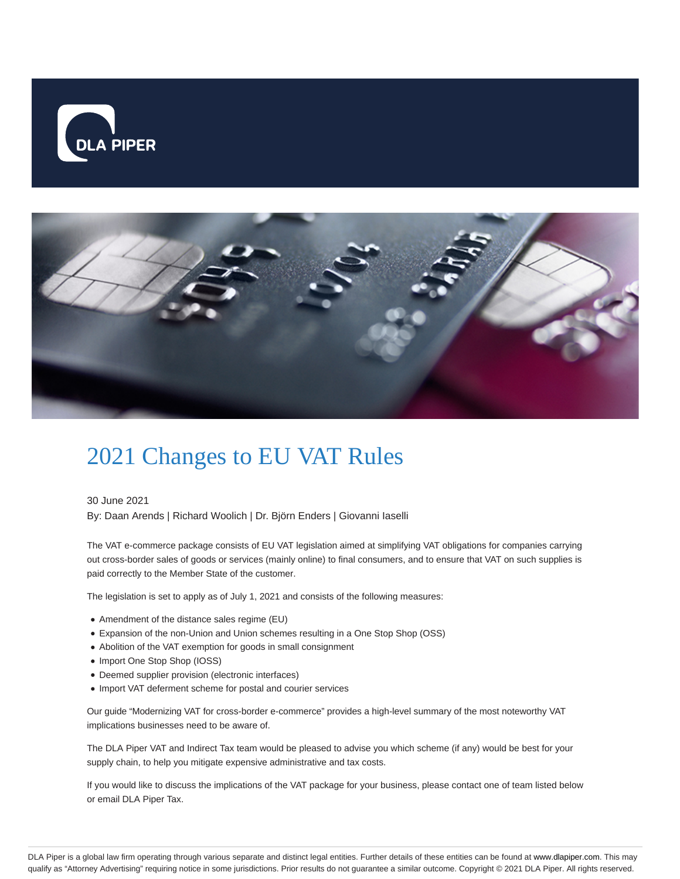# 2021 Changes to EU VAT Rules

30 June 2021

By: Daan Arends | Richard Woolich | Dr. Björn Enders | Giovanni Iaselli

The VAT e-commerce package consists of EU VAT legislation aimed at simplifying VAT obligations for companies carrying out cross-border sales of goods or services (mainly online) to final consumers, and to ensure that VAT on such supplies is paid correctly to the Member State of the customer.

The legislation is set to apply as of July 1, 2021 and consists of the following measures:

- Amendment of the distance sales regime (EU)
- Expansion of the non-Union and Union schemes resulting in a One Stop Shop (OSS)
- Abolition of the VAT exemption for goods in small consignment
- Import One Stop Shop (IOSS)
- Deemed supplier provision (electronic interfaces)
- Import VAT deferment scheme for postal and courier services

Our guide "Modernizing VAT for cross-border e-commerce" provides a high-level summary of the most noteworthy VAT implications businesses need to be aware of.

The DLA Piper VAT and Indirect Tax team would be pleased to advise you which scheme (if any) would be best for your supply chain, to help you mitigate expensive administrative and tax costs.

If you would like to discuss the implications of the VAT package for your business, please contact one of team listed below or email DLA Piper Tax.

DLA Piper is a global law firm operating through various separate and distinct legal entities. Further details of these entities can be found at www.dlapiper.com. This may qualify as "Attorney Advertising" requiring notice in some jurisdictions. Prior results do not guarantee a similar outcome. Copyright © 2021 DLA Piper. All rights reserved.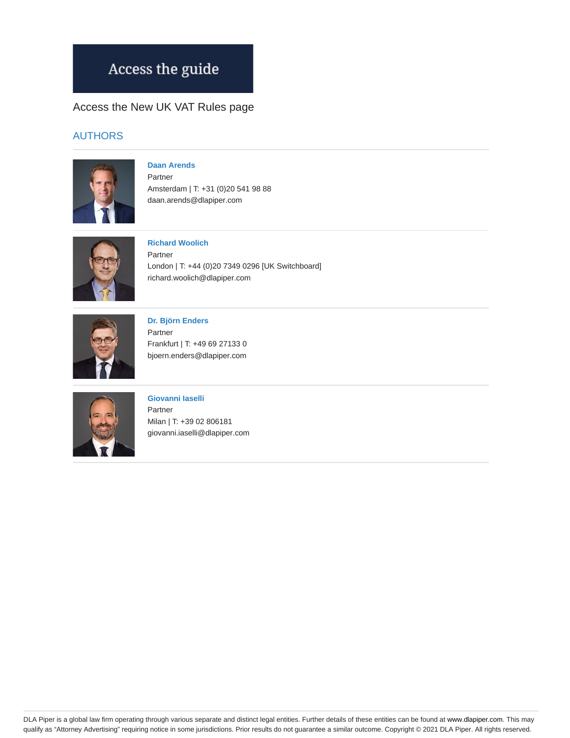Access the guide

Access the New UK VAT Rules page

## AUTHORS

**Daan Arends**
Partner
Amsterdam | T: +31 (0)20 541 98 88
daan.arends@dlapiper.com

**Richard Woolich**
Partner
London | T: +44 (0)20 7349 0296 [UK Switchboard]
richard.woolich@dlapiper.com

**Dr. Björn Enders**
Partner
Frankfurt | T: +49 69 27133 0
bjoern.enders@dlapiper.com

**Giovanni Iaselli**
Partner
Milan | T: +39 02 806181
giovanni.iaselli@dlapiper.com

DLA Piper is a global law firm operating through various separate and distinct legal entities. Further details of these entities can be found at www.dlapiper.com. This may qualify as "Attorney Advertising" requiring notice in some jurisdictions. Prior results do not guarantee a similar outcome. Copyright © 2021 DLA Piper. All rights reserved.